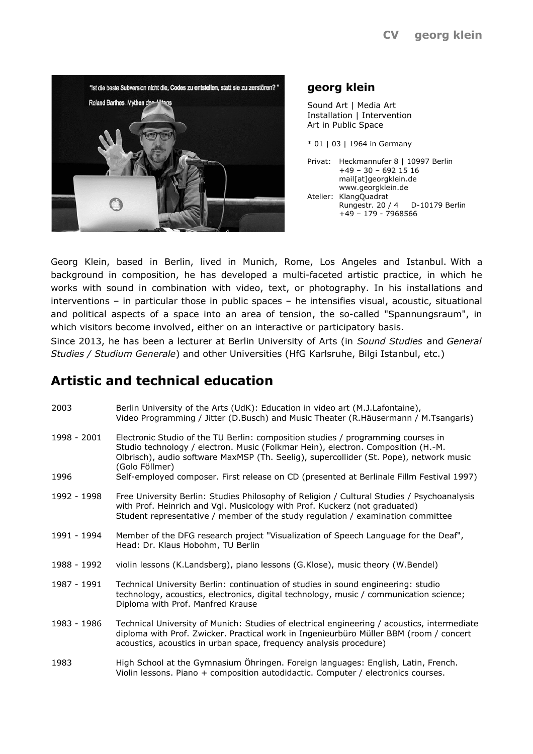**CV georg klein**

## georg klein

Sound Art | Media Art
Installation | Intervention
Art in Public Space

* 01 | 03 | 1964 in Germany

Privat: Heckmannufer 8 | 10997 Berlin
+49 – 30 – 692 15 16
mail[at]georgklein.de
www.georgklein.de

Atelier: KlangQuadrat
Rungestr. 20 / 4 D-10179 Berlin
+49 – 179 - 7968566

Georg Klein, based in Berlin, lived in Munich, Rome, Los Angeles and Istanbul. With a background in composition, he has developed a multi-faceted artistic practice, in which he works with sound in combination with video, text, or photography. In his installations and interventions – in particular those in public spaces – he intensifies visual, acoustic, situational and political aspects of a space into an area of tension, the so-called "Spannungsraum", in which visitors become involved, either on an interactive or participatory basis.

Since 2013, he has been a lecturer at Berlin University of Arts (in *Sound Studies* and *General Studies / Studium Generale*) and other Universities (HfG Karlsruhe, Bilgi Istanbul, etc.)

## Artistic and technical education

| | |
|---|---|
| 2003 | Berlin University of the Arts (UdK): Education in video art (M.J.Lafontaine), Video Programming / Jitter (D.Busch) and Music Theater (R.Häusermann / M.Tsangaris) |
| 1998 - 2001 | Electronic Studio of the TU Berlin: composition studies / programming courses in Studio technology / electron. Music (Folkmar Hein), electron. Composition (H.-M. Olbrisch), audio software MaxMSP (Th. Seelig), supercollider (St. Pope), network music (Golo Föllmer) |
| 1996 | Self-employed composer. First release on CD (presented at Berlinale Fillm Festival 1997) |
| 1992 - 1998 | Free University Berlin: Studies Philosophy of Religion / Cultural Studies / Psychoanalysis with Prof. Heinrich and Vgl. Musicology with Prof. Kuckerz (not graduated) Student representative / member of the study regulation / examination committee |
| 1991 - 1994 | Member of the DFG research project "Visualization of Speech Language for the Deaf", Head: Dr. Klaus Hobohm, TU Berlin |
| 1988 - 1992 | violin lessons (K.Landsberg), piano lessons (G.Klose), music theory (W.Bendel) |
| 1987 - 1991 | Technical University Berlin: continuation of studies in sound engineering: studio technology, acoustics, electronics, digital technology, music / communication science; Diploma with Prof. Manfred Krause |
| 1983 - 1986 | Technical University of Munich: Studies of electrical engineering / acoustics, intermediate diploma with Prof. Zwicker. Practical work in Ingenieurbüro Müller BBM (room / concert acoustics, acoustics in urban space, frequency analysis procedure) |
| 1983 | High School at the Gymnasium Öhringen. Foreign languages: English, Latin, French. Violin lessons. Piano + composition autodidactic. Computer / electronics courses. |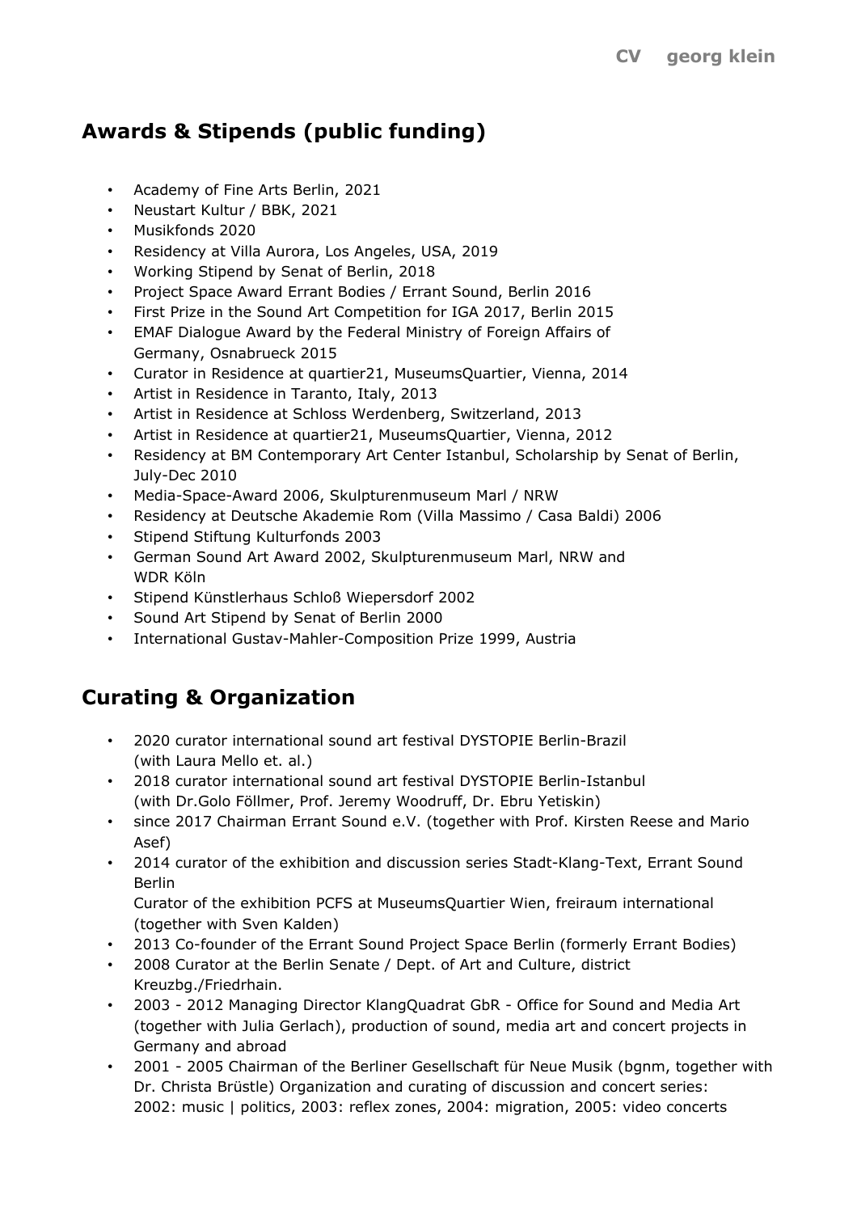## Awards & Stipends (public funding)

- Academy of Fine Arts Berlin, 2021
- Neustart Kultur / BBK, 2021
- Musikfonds 2020
- Residency at Villa Aurora, Los Angeles, USA, 2019
- Working Stipend by Senat of Berlin, 2018
- Project Space Award Errant Bodies / Errant Sound, Berlin 2016
- First Prize in the Sound Art Competition for IGA 2017, Berlin 2015
- EMAF Dialogue Award by the Federal Ministry of Foreign Affairs of Germany, Osnabrueck 2015
- Curator in Residence at quartier21, MuseumsQuartier, Vienna, 2014
- Artist in Residence in Taranto, Italy, 2013
- Artist in Residence at Schloss Werdenberg, Switzerland, 2013
- Artist in Residence at quartier21, MuseumsQuartier, Vienna, 2012
- Residency at BM Contemporary Art Center Istanbul, Scholarship by Senat of Berlin, July-Dec 2010
- Media-Space-Award 2006, Skulpturenmuseum Marl / NRW
- Residency at Deutsche Akademie Rom (Villa Massimo / Casa Baldi) 2006
- Stipend Stiftung Kulturfonds 2003
- German Sound Art Award 2002, Skulpturenmuseum Marl, NRW and WDR Köln
- Stipend Künstlerhaus Schloß Wiepersdorf 2002
- Sound Art Stipend by Senat of Berlin 2000
- International Gustav-Mahler-Composition Prize 1999, Austria

## Curating & Organization

- 2020 curator international sound art festival DYSTOPIE Berlin-Brazil (with Laura Mello et. al.)
- 2018 curator international sound art festival DYSTOPIE Berlin-Istanbul (with Dr.Golo Föllmer, Prof. Jeremy Woodruff, Dr. Ebru Yetiskin)
- since 2017 Chairman Errant Sound e.V. (together with Prof. Kirsten Reese and Mario Asef)
- 2014 curator of the exhibition and discussion series Stadt-Klang-Text, Errant Sound Berlin
  Curator of the exhibition PCFS at MuseumsQuartier Wien, freiraum international (together with Sven Kalden)
- 2013 Co-founder of the Errant Sound Project Space Berlin (formerly Errant Bodies)
- 2008 Curator at the Berlin Senate / Dept. of Art and Culture, district Kreuzbg./Friedrhain.
- 2003 - 2012 Managing Director KlangQuadrat GbR - Office for Sound and Media Art (together with Julia Gerlach), production of sound, media art and concert projects in Germany and abroad
- 2001 - 2005 Chairman of the Berliner Gesellschaft für Neue Musik (bgnm, together with Dr. Christa Brüstle) Organization and curating of discussion and concert series: 2002: music | politics, 2003: reflex zones, 2004: migration, 2005: video concerts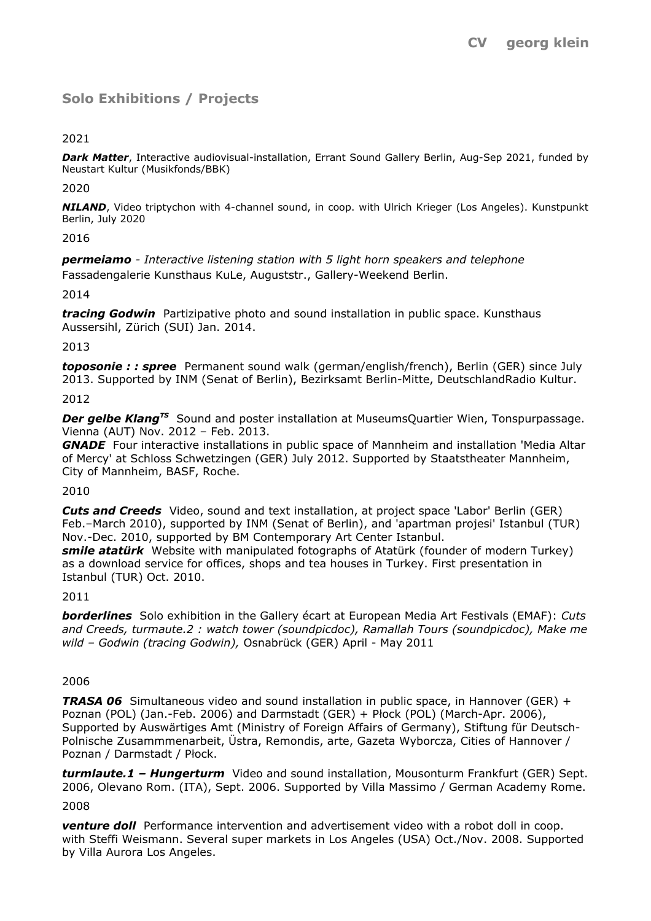## Solo Exhibitions / Projects

2021

***Dark Matter***, Interactive audiovisual-installation, Errant Sound Gallery Berlin, Aug-Sep 2021, funded by Neustart Kultur (Musikfonds/BBK)

2020

***NILAND***, Video triptychon with 4-channel sound, in coop. with Ulrich Krieger (Los Angeles). Kunstpunkt Berlin, July 2020

2016

***permeiamo*** *- Interactive listening station with 5 light horn speakers and telephone*
Fassadengalerie Kunsthaus KuLe, Auguststr., Gallery-Weekend Berlin.

2014

***tracing Godwin*** Partizipative photo and sound installation in public space. Kunsthaus Aussersihl, Zürich (SUI) Jan. 2014.

2013

***toposonie : : spree*** Permanent sound walk (german/english/french), Berlin (GER) since July 2013. Supported by INM (Senat of Berlin), Bezirksamt Berlin-Mitte, DeutschlandRadio Kultur.

2012

***Der gelbe Klang***$^{TS}$ Sound and poster installation at MuseumsQuartier Wien, Tonspurpassage. Vienna (AUT) Nov. 2012 – Feb. 2013.
***GNADE*** Four interactive installations in public space of Mannheim and installation 'Media Altar of Mercy' at Schloss Schwetzingen (GER) July 2012. Supported by Staatstheater Mannheim, City of Mannheim, BASF, Roche.

2010

***Cuts and Creeds*** Video, sound and text installation, at project space 'Labor' Berlin (GER) Feb.–March 2010), supported by INM (Senat of Berlin), and 'apartman projesi' Istanbul (TUR) Nov.-Dec. 2010, supported by BM Contemporary Art Center Istanbul.
***smile atatürk*** Website with manipulated fotographs of Atatürk (founder of modern Turkey) as a download service for offices, shops and tea houses in Turkey. First presentation in Istanbul (TUR) Oct. 2010.

2011

***borderlines*** Solo exhibition in the Gallery écart at European Media Art Festivals (EMAF): *Cuts and Creeds, turmaute.2 : watch tower (soundpicdoc), Ramallah Tours (soundpicdoc), Make me wild – Godwin (tracing Godwin),* Osnabrück (GER) April - May 2011

2006

***TRASA 06*** Simultaneous video and sound installation in public space, in Hannover (GER) + Poznan (POL) (Jan.-Feb. 2006) and Darmstadt (GER) + Płock (POL) (March-Apr. 2006), Supported by Auswärtiges Amt (Ministry of Foreign Affairs of Germany), Stiftung für Deutsch-Polnische Zusammmenarbeit, Üstra, Remondis, arte, Gazeta Wyborcza, Cities of Hannover / Poznan / Darmstadt / Płock.

***turmlaute.1 – Hungerturm*** Video and sound installation, Mousonturm Frankfurt (GER) Sept. 2006, Olevano Rom. (ITA), Sept. 2006. Supported by Villa Massimo / German Academy Rome.

2008

***venture doll*** Performance intervention and advertisement video with a robot doll in coop. with Steffi Weismann. Several super markets in Los Angeles (USA) Oct./Nov. 2008. Supported by Villa Aurora Los Angeles.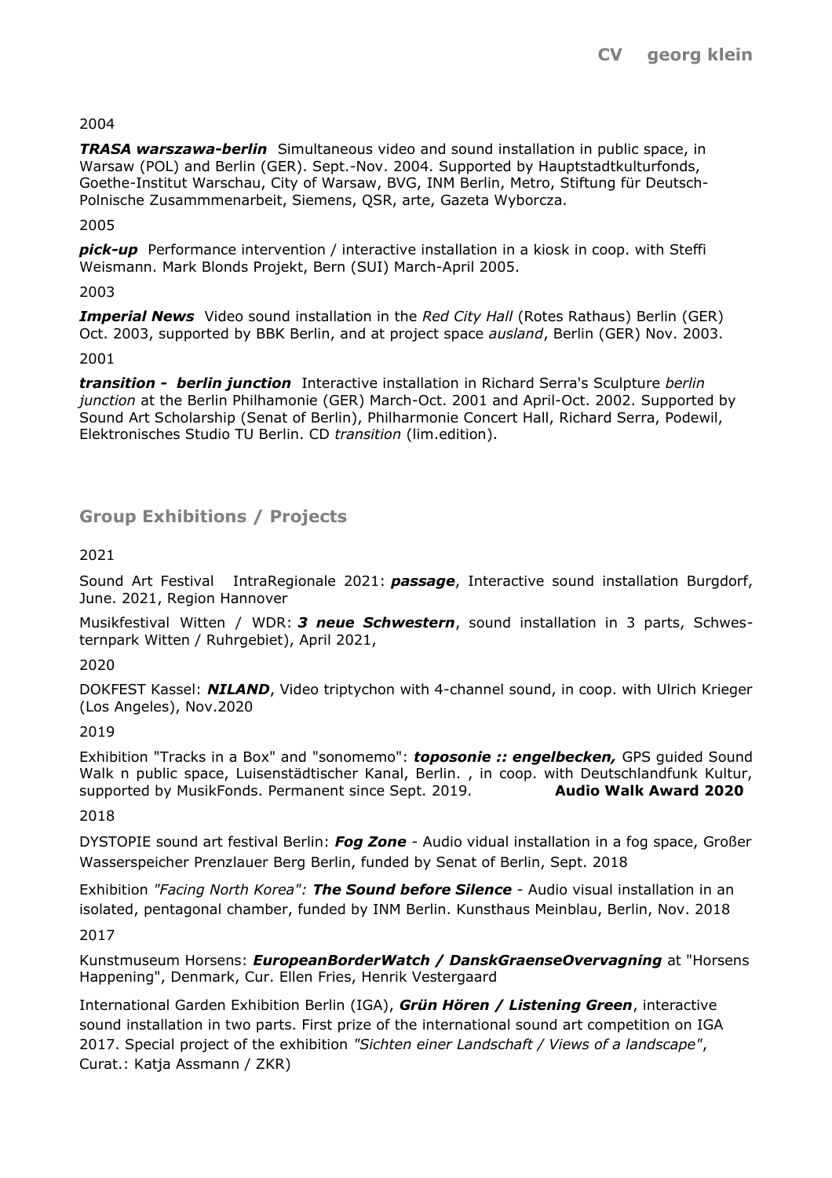2004

***TRASA warszawa-berlin*** Simultaneous video and sound installation in public space, in Warsaw (POL) and Berlin (GER). Sept.-Nov. 2004. Supported by Hauptstadtkulturfonds, Goethe-Institut Warschau, City of Warsaw, BVG, INM Berlin, Metro, Stiftung für Deutsch-Polnische Zusammmenarbeit, Siemens, QSR, arte, Gazeta Wyborcza.

2005

***pick-up*** Performance intervention / interactive installation in a kiosk in coop. with Steffi Weismann. Mark Blonds Projekt, Bern (SUI) March-April 2005.

2003

***Imperial News*** Video sound installation in the *Red City Hall* (Rotes Rathaus) Berlin (GER) Oct. 2003, supported by BBK Berlin, and at project space *ausland*, Berlin (GER) Nov. 2003.

2001

***transition - berlin junction*** Interactive installation in Richard Serra's Sculpture *berlin junction* at the Berlin Philhamonie (GER) March-Oct. 2001 and April-Oct. 2002. Supported by Sound Art Scholarship (Senat of Berlin), Philharmonie Concert Hall, Richard Serra, Podewil, Elektronisches Studio TU Berlin. CD *transition* (lim.edition).

## Group Exhibitions / Projects

2021

Sound Art Festival IntraRegionale 2021: ***passage***, Interactive sound installation Burgdorf, June. 2021, Region Hannover

Musikfestival Witten / WDR: ***3 neue Schwestern***, sound installation in 3 parts, Schwesternpark Witten / Ruhrgebiet), April 2021,

2020

DOKFEST Kassel: ***NILAND***, Video triptychon with 4-channel sound, in coop. with Ulrich Krieger (Los Angeles), Nov.2020

2019

Exhibition "Tracks in a Box" and "sonomemo": ***toposonie :: engelbecken,*** GPS guided Sound Walk n public space, Luisenstädtischer Kanal, Berlin. , in coop. with Deutschlandfunk Kultur, supported by MusikFonds. Permanent since Sept. 2019. **Audio Walk Award 2020**

2018

DYSTOPIE sound art festival Berlin: ***Fog Zone*** - Audio vidual installation in a fog space, Großer Wasserspeicher Prenzlauer Berg Berlin, funded by Senat of Berlin, Sept. 2018

Exhibition *"Facing North Korea":* ***The Sound before Silence*** - Audio visual installation in an isolated, pentagonal chamber, funded by INM Berlin. Kunsthaus Meinblau, Berlin, Nov. 2018

2017

Kunstmuseum Horsens: ***EuropeanBorderWatch / DanskGraenseOvervagning*** at "Horsens Happening", Denmark, Cur. Ellen Fries, Henrik Vestergaard

International Garden Exhibition Berlin (IGA), ***Grün Hören / Listening Green***, interactive sound installation in two parts. First prize of the international sound art competition on IGA 2017. Special project of the exhibition *"Sichten einer Landschaft / Views of a landscape"*, Curat.: Katja Assmann / ZKR)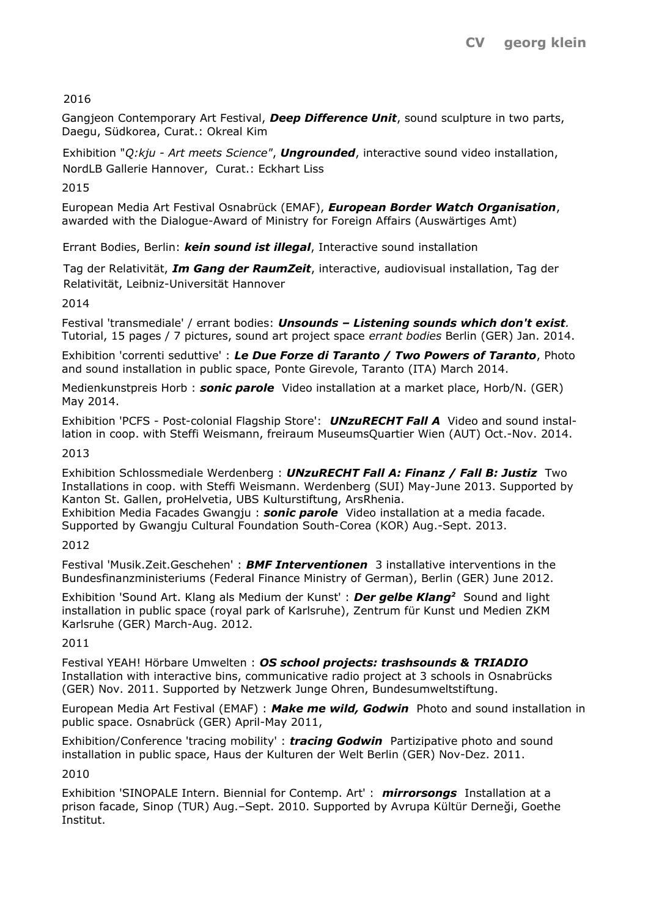2016

Gangjeon Contemporary Art Festival, ***Deep Difference Unit***, sound sculpture in two parts, Daegu, Südkorea, Curat.: Okreal Kim

Exhibition "*Q:kju - Art meets Science*", ***Ungrounded***, interactive sound video installation, NordLB Gallerie Hannover, Curat.: Eckhart Liss

2015

European Media Art Festival Osnabrück (EMAF), ***European Border Watch Organisation***, awarded with the Dialogue-Award of Ministry for Foreign Affairs (Auswärtiges Amt)

Errant Bodies, Berlin: ***kein sound ist illegal***, Interactive sound installation

Tag der Relativität, ***Im Gang der RaumZeit***, interactive, audiovisual installation, Tag der Relativität, Leibniz-Universität Hannover

2014

Festival 'transmediale' / errant bodies: ***Unsounds – Listening sounds which don't exist.*** Tutorial, 15 pages / 7 pictures, sound art project space *errant bodies* Berlin (GER) Jan. 2014.

Exhibition 'correnti seduttive' : ***Le Due Forze di Taranto / Two Powers of Taranto***, Photo and sound installation in public space, Ponte Girevole, Taranto (ITA) March 2014.

Medienkunstpreis Horb : ***sonic parole*** Video installation at a market place, Horb/N. (GER) May 2014.

Exhibition 'PCFS - Post-colonial Flagship Store': ***UNzuRECHT Fall A*** Video and sound installation in coop. with Steffi Weismann, freiraum MuseumsQuartier Wien (AUT) Oct.-Nov. 2014.

2013

Exhibition Schlossmediale Werdenberg : ***UNzuRECHT Fall A: Finanz / Fall B: Justiz*** Two Installations in coop. with Steffi Weismann. Werdenberg (SUI) May-June 2013. Supported by Kanton St. Gallen, proHelvetia, UBS Kulturstiftung, ArsRhenia.
Exhibition Media Facades Gwangju : ***sonic parole*** Video installation at a media facade. Supported by Gwangju Cultural Foundation South-Corea (KOR) Aug.-Sept. 2013.

2012

Festival 'Musik.Zeit.Geschehen' : ***BMF Interventionen*** 3 installative interventions in the Bundesfinanzministeriums (Federal Finance Ministry of German), Berlin (GER) June 2012.

Exhibition 'Sound Art. Klang als Medium der Kunst' : ***Der gelbe Klang²*** Sound and light installation in public space (royal park of Karlsruhe), Zentrum für Kunst und Medien ZKM Karlsruhe (GER) March-Aug. 2012.

2011

Festival YEAH! Hörbare Umwelten : ***OS school projects: trashsounds & TRIADIO*** Installation with interactive bins, communicative radio project at 3 schools in Osnabrücks (GER) Nov. 2011. Supported by Netzwerk Junge Ohren, Bundesumweltstiftung.

European Media Art Festival (EMAF) : ***Make me wild, Godwin*** Photo and sound installation in public space. Osnabrück (GER) April-May 2011,

Exhibition/Conference 'tracing mobility' : ***tracing Godwin*** Partizipative photo and sound installation in public space, Haus der Kulturen der Welt Berlin (GER) Nov-Dez. 2011.

2010

Exhibition 'SINOPALE Intern. Biennial for Contemp. Art' : ***mirrorsongs*** Installation at a prison facade, Sinop (TUR) Aug.–Sept. 2010. Supported by Avrupa Kültür Derneği, Goethe Institut.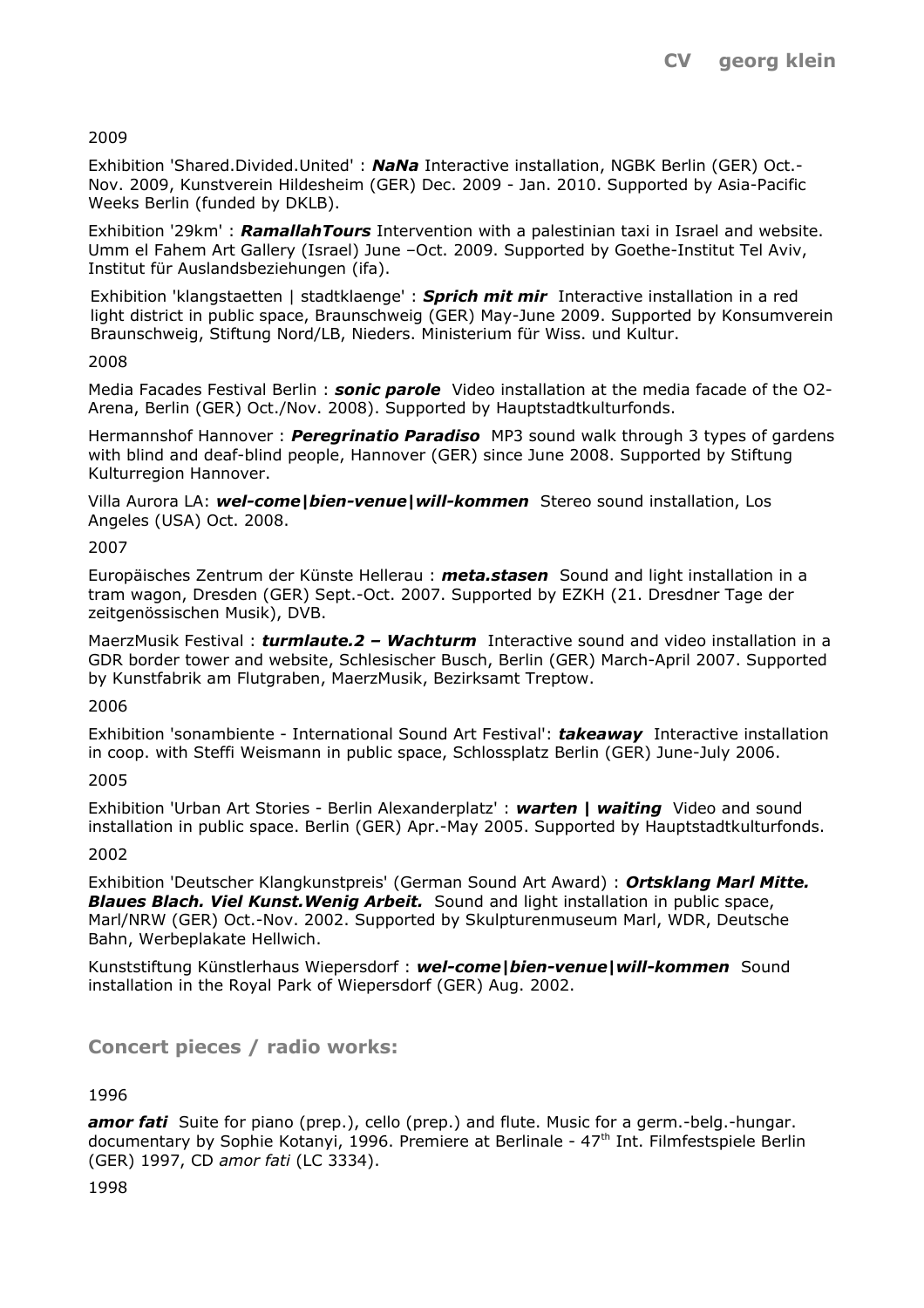2009

Exhibition 'Shared.Divided.United' : ***NaNa*** Interactive installation, NGBK Berlin (GER) Oct.-Nov. 2009, Kunstverein Hildesheim (GER) Dec. 2009 - Jan. 2010. Supported by Asia-Pacific Weeks Berlin (funded by DKLB).

Exhibition '29km' : ***RamallahTours*** Intervention with a palestinian taxi in Israel and website. Umm el Fahem Art Gallery (Israel) June –Oct. 2009. Supported by Goethe-Institut Tel Aviv, Institut für Auslandsbeziehungen (ifa).

Exhibition 'klangstaetten | stadtklaenge' : ***Sprich mit mir*** Interactive installation in a red light district in public space, Braunschweig (GER) May-June 2009. Supported by Konsumverein Braunschweig, Stiftung Nord/LB, Nieders. Ministerium für Wiss. und Kultur.

2008

Media Facades Festival Berlin : ***sonic parole*** Video installation at the media facade of the O2-Arena, Berlin (GER) Oct./Nov. 2008). Supported by Hauptstadtkulturfonds.

Hermannshof Hannover : ***Peregrinatio Paradiso*** MP3 sound walk through 3 types of gardens with blind and deaf-blind people, Hannover (GER) since June 2008. Supported by Stiftung Kulturregion Hannover.

Villa Aurora LA: ***wel-come|bien-venue|will-kommen*** Stereo sound installation, Los Angeles (USA) Oct. 2008.

2007

Europäisches Zentrum der Künste Hellerau : ***meta.stasen*** Sound and light installation in a tram wagon, Dresden (GER) Sept.-Oct. 2007. Supported by EZKH (21. Dresdner Tage der zeitgenössischen Musik), DVB.

MaerzMusik Festival : ***turmlaute.2 – Wachturm*** Interactive sound and video installation in a GDR border tower and website, Schlesischer Busch, Berlin (GER) March-April 2007. Supported by Kunstfabrik am Flutgraben, MaerzMusik, Bezirksamt Treptow.

2006

Exhibition 'sonambiente - International Sound Art Festival': ***takeaway*** Interactive installation in coop. with Steffi Weismann in public space, Schlossplatz Berlin (GER) June-July 2006.

2005

Exhibition 'Urban Art Stories - Berlin Alexanderplatz' : ***warten | waiting*** Video and sound installation in public space. Berlin (GER) Apr.-May 2005. Supported by Hauptstadtkulturfonds.

2002

Exhibition 'Deutscher Klangkunstpreis' (German Sound Art Award) : ***Ortsklang Marl Mitte. Blaues Blach. Viel Kunst.Wenig Arbeit.*** Sound and light installation in public space, Marl/NRW (GER) Oct.-Nov. 2002. Supported by Skulpturenmuseum Marl, WDR, Deutsche Bahn, Werbeplakate Hellwich.

Kunststiftung Künstlerhaus Wiepersdorf : ***wel-come|bien-venue|will-kommen*** Sound installation in the Royal Park of Wiepersdorf (GER) Aug. 2002.

## Concert pieces / radio works:

1996

***amor fati*** Suite for piano (prep.), cello (prep.) and flute. Music for a germ.-belg.-hungar. documentary by Sophie Kotanyi, 1996. Premiere at Berlinale - 47th Int. Filmfestspiele Berlin (GER) 1997, CD *amor fati* (LC 3334).

1998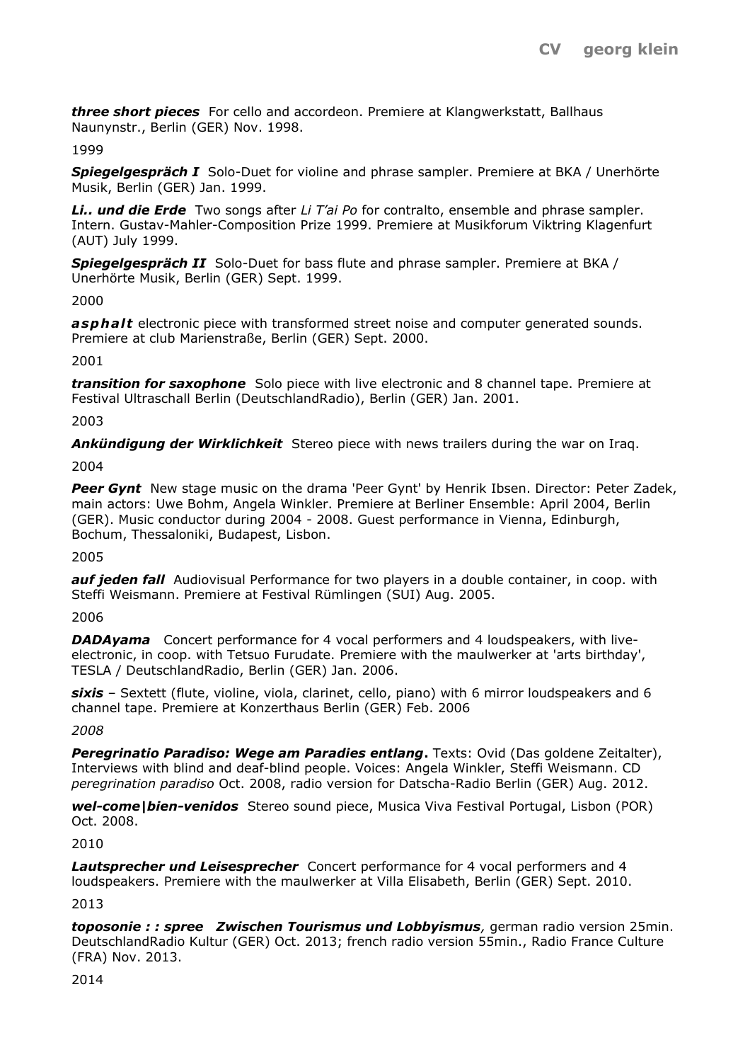***three short pieces*** For cello and accordeon. Premiere at Klangwerkstatt, Ballhaus Naunynstr., Berlin (GER) Nov. 1998.

1999

***Spiegelgespräch I*** Solo-Duet for violine and phrase sampler. Premiere at BKA / Unerhörte Musik, Berlin (GER) Jan. 1999.

***Li.. und die Erde*** Two songs after *Li T'ai Po* for contralto, ensemble and phrase sampler. Intern. Gustav-Mahler-Composition Prize 1999. Premiere at Musikforum Viktring Klagenfurt (AUT) July 1999.

***Spiegelgespräch II*** Solo-Duet for bass flute and phrase sampler. Premiere at BKA / Unerhörte Musik, Berlin (GER) Sept. 1999.

2000

***asphalt*** electronic piece with transformed street noise and computer generated sounds. Premiere at club Marienstraße, Berlin (GER) Sept. 2000.

2001

***transition for saxophone*** Solo piece with live electronic and 8 channel tape. Premiere at Festival Ultraschall Berlin (DeutschlandRadio), Berlin (GER) Jan. 2001.

2003

***Ankündigung der Wirklichkeit*** Stereo piece with news trailers during the war on Iraq.

2004

***Peer Gynt*** New stage music on the drama 'Peer Gynt' by Henrik Ibsen. Director: Peter Zadek, main actors: Uwe Bohm, Angela Winkler. Premiere at Berliner Ensemble: April 2004, Berlin (GER). Music conductor during 2004 - 2008. Guest performance in Vienna, Edinburgh, Bochum, Thessaloniki, Budapest, Lisbon.

2005

***auf jeden fall*** Audiovisual Performance for two players in a double container, in coop. with Steffi Weismann. Premiere at Festival Rümlingen (SUI) Aug. 2005.

2006

***DADAyama*** Concert performance for 4 vocal performers and 4 loudspeakers, with live-electronic, in coop. with Tetsuo Furudate. Premiere with the maulwerker at 'arts birthday', TESLA / DeutschlandRadio, Berlin (GER) Jan. 2006.

***sixis*** – Sextett (flute, violine, viola, clarinet, cello, piano) with 6 mirror loudspeakers and 6 channel tape. Premiere at Konzerthaus Berlin (GER) Feb. 2006

*2008*

***Peregrinatio Paradiso: Wege am Paradies entlang*****.** Texts: Ovid (Das goldene Zeitalter), Interviews with blind and deaf-blind people. Voices: Angela Winkler, Steffi Weismann. CD *peregrination paradiso* Oct. 2008, radio version for Datscha-Radio Berlin (GER) Aug. 2012.

***wel-come|bien-venidos*** Stereo sound piece, Musica Viva Festival Portugal, Lisbon (POR) Oct. 2008.

2010

***Lautsprecher und Leisesprecher*** Concert performance for 4 vocal performers and 4 loudspeakers. Premiere with the maulwerker at Villa Elisabeth, Berlin (GER) Sept. 2010.

2013

***toposonie : : spree Zwischen Tourismus und Lobbyismus****,* german radio version 25min. DeutschlandRadio Kultur (GER) Oct. 2013; french radio version 55min., Radio France Culture (FRA) Nov. 2013.

2014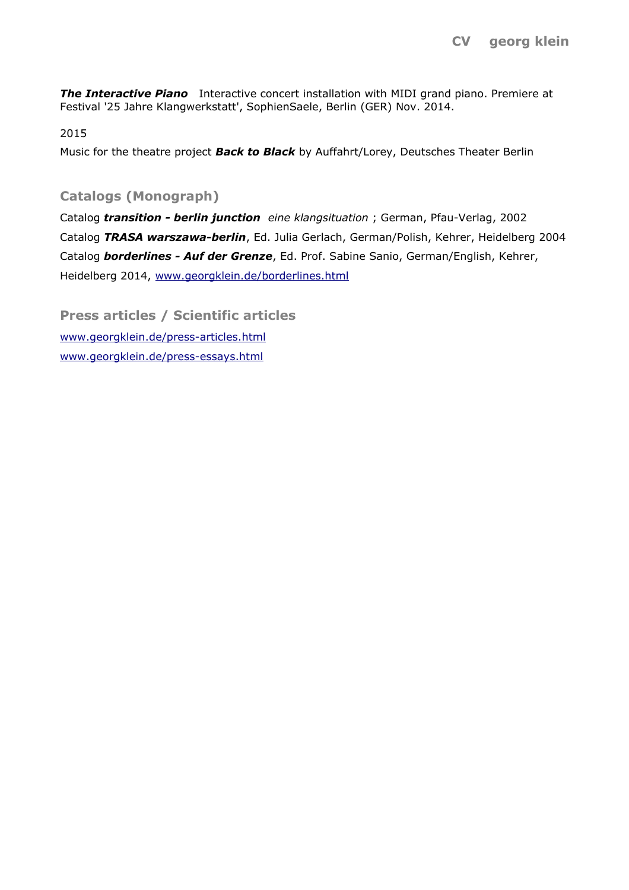***The Interactive Piano*** Interactive concert installation with MIDI grand piano. Premiere at Festival '25 Jahre Klangwerkstatt', SophienSaele, Berlin (GER) Nov. 2014.

2015

Music for the theatre project ***Back to Black*** by Auffahrt/Lorey, Deutsches Theater Berlin

## Catalogs (Monograph)

Catalog ***transition - berlin junction*** *eine klangsituation* ; German, Pfau-Verlag, 2002

Catalog ***TRASA warszawa-berlin***, Ed. Julia Gerlach, German/Polish, Kehrer, Heidelberg 2004

Catalog ***borderlines - Auf der Grenze***, Ed. Prof. Sabine Sanio, German/English, Kehrer, Heidelberg 2014, www.georgklein.de/borderlines.html

## Press articles / Scientific articles

www.georgklein.de/press-articles.html

www.georgklein.de/press-essays.html